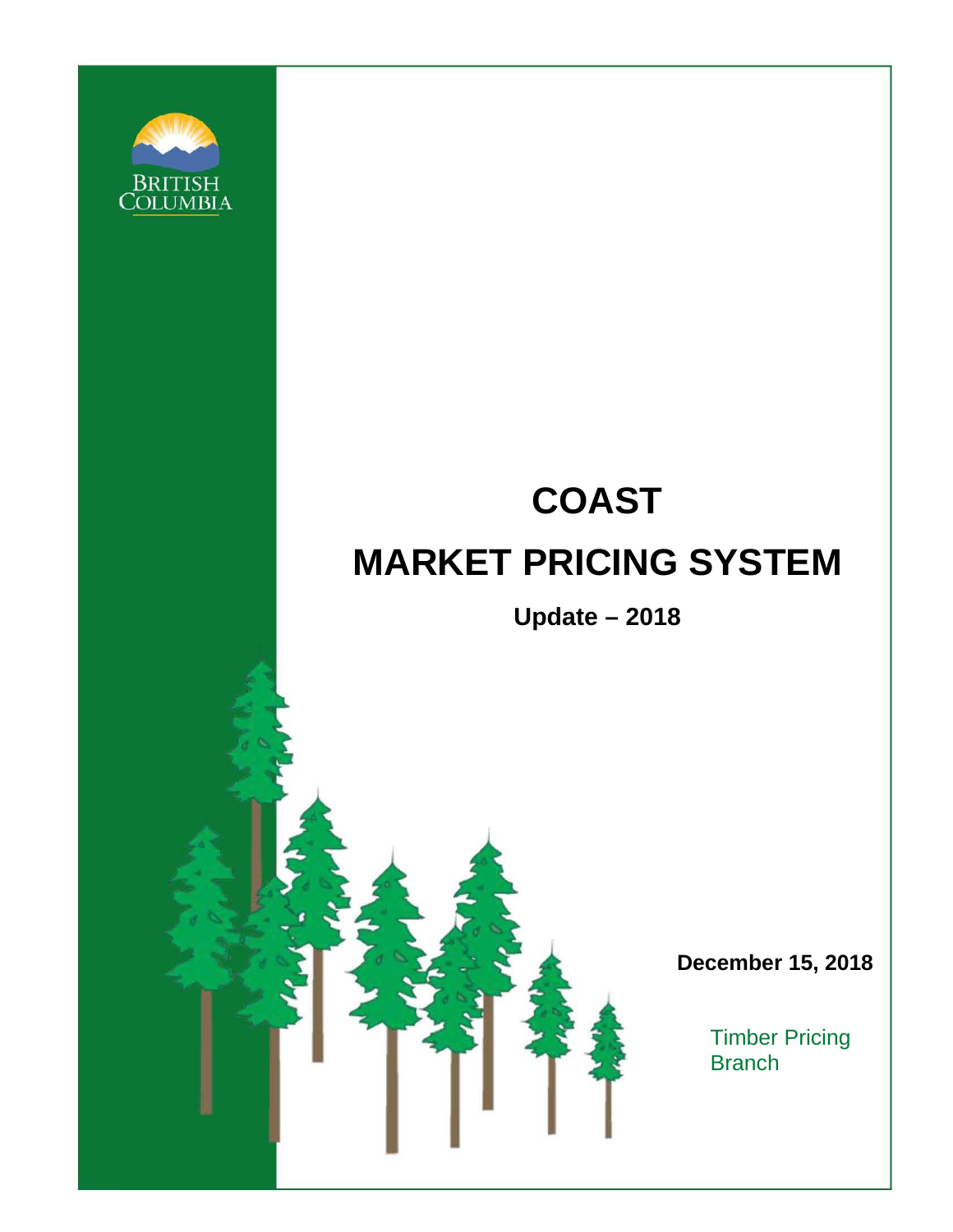BRITISH COLUMBIA

# COAST

# MARKET PRICING SYSTEM

**Update – 2018**

**December 15, 2018**

Timber Pricing Branch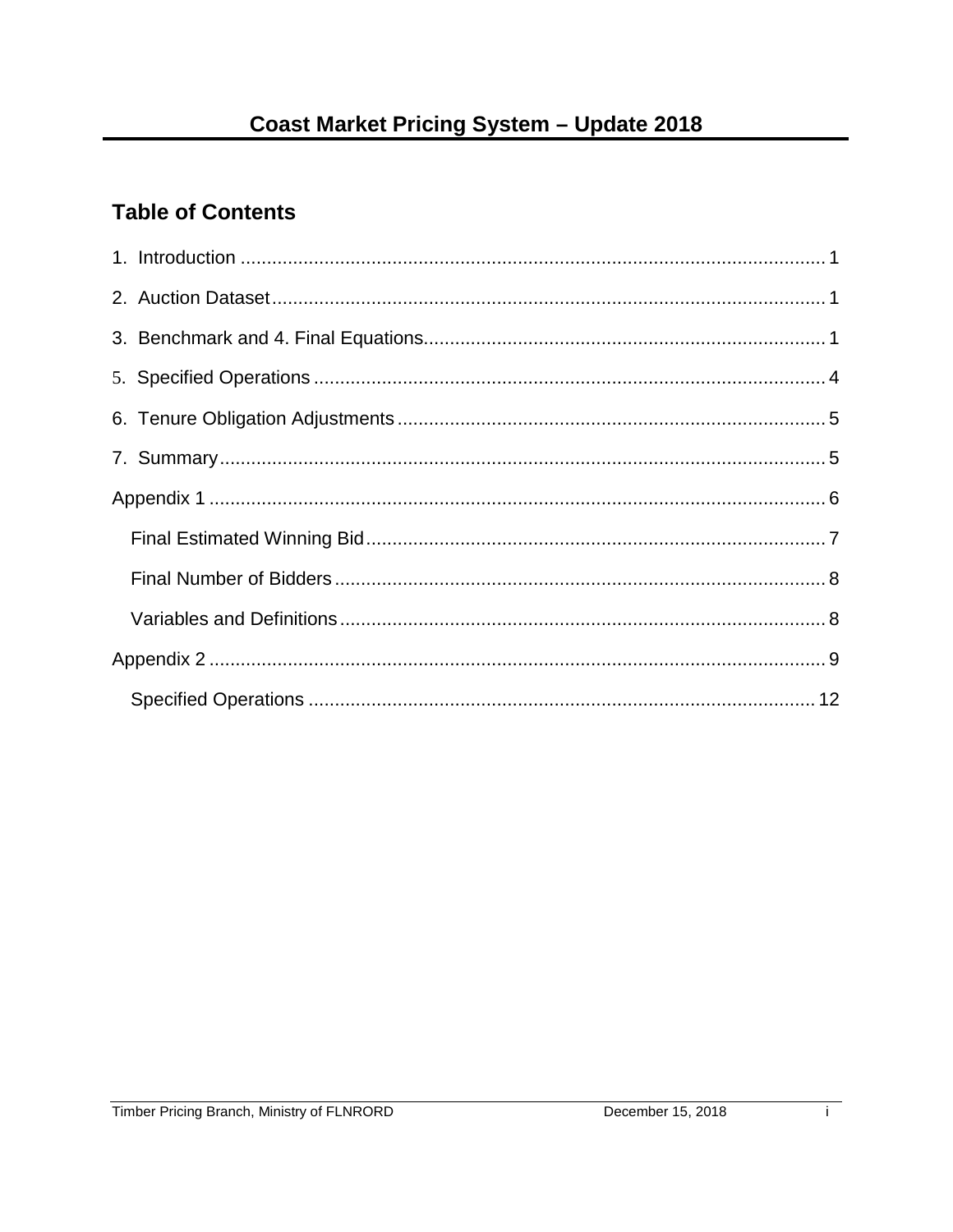# Coast Market Pricing System – Update 2018

## Table of Contents

1. Introduction ... 1

2. Auction Dataset ... 1

3. Benchmark and 4. Final Equations ... 1

5. Specified Operations ... 4

6. Tenure Obligation Adjustments ... 5

7. Summary ... 5

Appendix 1 ... 6

- Final Estimated Winning Bid ... 7
- Final Number of Bidders ... 8
- Variables and Definitions ... 8

Appendix 2 ... 9

- Specified Operations ... 12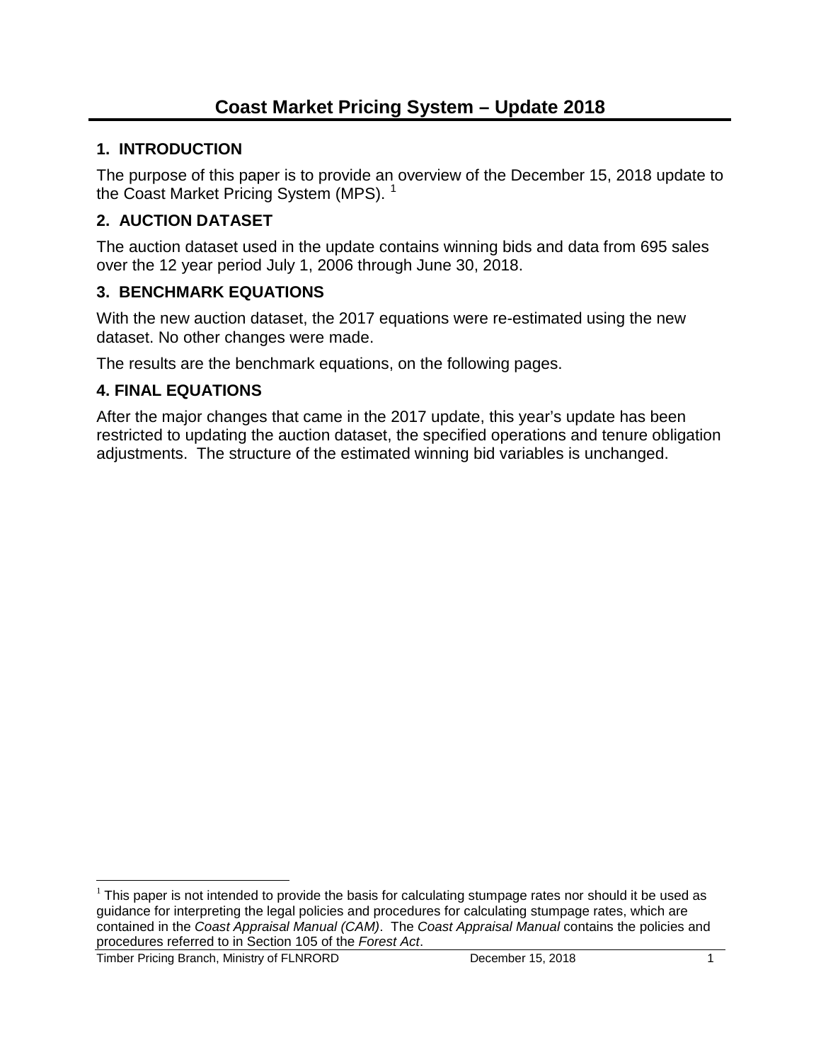# Coast Market Pricing System – Update 2018

## 1. INTRODUCTION

The purpose of this paper is to provide an overview of the December 15, 2018 update to the Coast Market Pricing System (MPS). [1]

## 2. AUCTION DATASET

The auction dataset used in the update contains winning bids and data from 695 sales over the 12 year period July 1, 2006 through June 30, 2018.

## 3. BENCHMARK EQUATIONS

With the new auction dataset, the 2017 equations were re-estimated using the new dataset. No other changes were made.

The results are the benchmark equations, on the following pages.

## 4. FINAL EQUATIONS

After the major changes that came in the 2017 update, this year's update has been restricted to updating the auction dataset, the specified operations and tenure obligation adjustments. The structure of the estimated winning bid variables is unchanged.

[1] This paper is not intended to provide the basis for calculating stumpage rates nor should it be used as guidance for interpreting the legal policies and procedures for calculating stumpage rates, which are contained in the *Coast Appraisal Manual (CAM)*. The *Coast Appraisal Manual* contains the policies and procedures referred to in Section 105 of the *Forest Act*.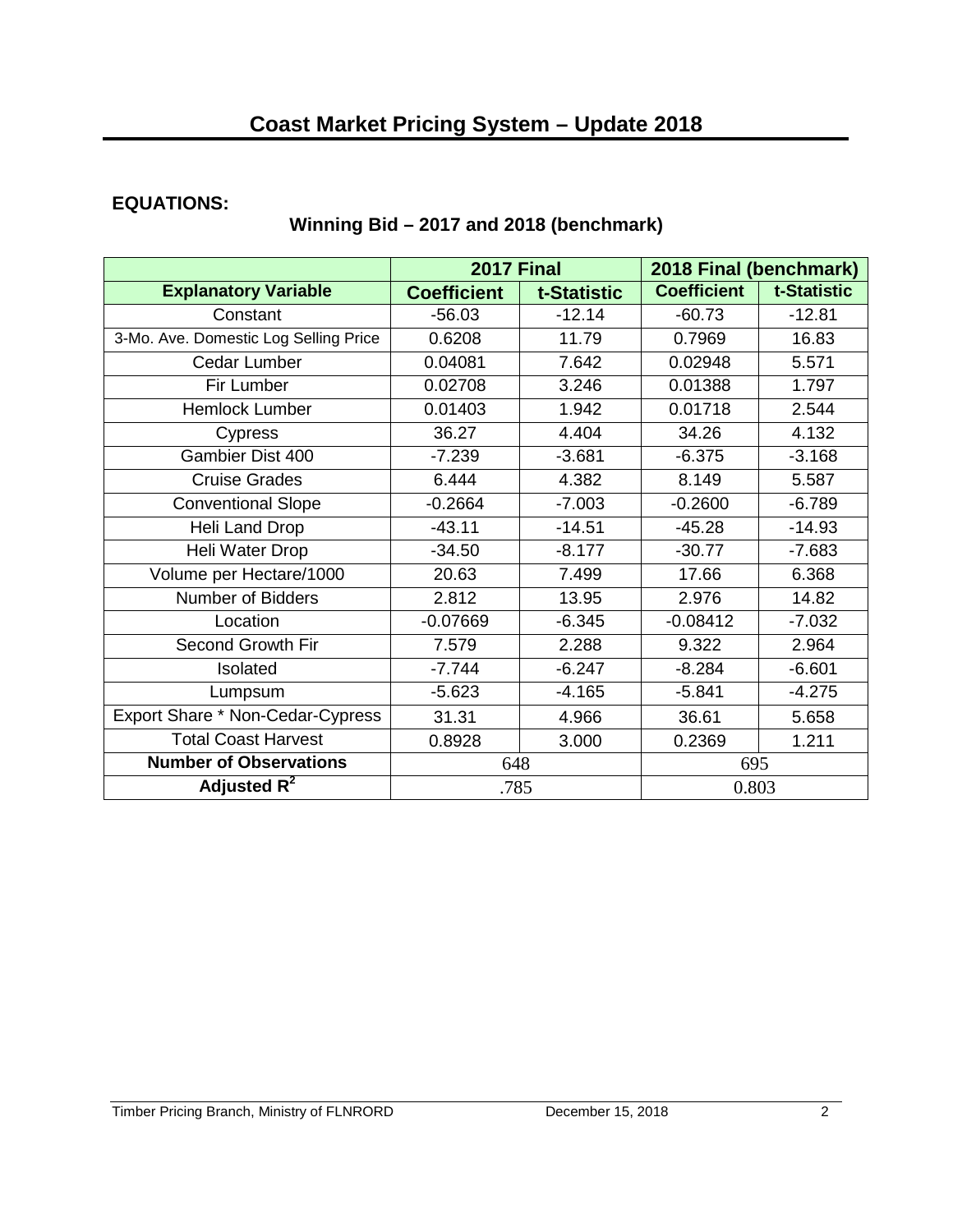# Coast Market Pricing System – Update 2018

**EQUATIONS:**

### Winning Bid – 2017 and 2018 (benchmark)

| | 2017 Final | | 2018 Final (benchmark) | |
|---|---|---|---|---|
| **Explanatory Variable** | **Coefficient** | **t-Statistic** | **Coefficient** | **t-Statistic** |
| Constant | -56.03 | -12.14 | -60.73 | -12.81 |
| 3-Mo. Ave. Domestic Log Selling Price | 0.6208 | 11.79 | 0.7969 | 16.83 |
| Cedar Lumber | 0.04081 | 7.642 | 0.02948 | 5.571 |
| Fir Lumber | 0.02708 | 3.246 | 0.01388 | 1.797 |
| Hemlock Lumber | 0.01403 | 1.942 | 0.01718 | 2.544 |
| Cypress | 36.27 | 4.404 | 34.26 | 4.132 |
| Gambier Dist 400 | -7.239 | -3.681 | -6.375 | -3.168 |
| Cruise Grades | 6.444 | 4.382 | 8.149 | 5.587 |
| Conventional Slope | -0.2664 | -7.003 | -0.2600 | -6.789 |
| Heli Land Drop | -43.11 | -14.51 | -45.28 | -14.93 |
| Heli Water Drop | -34.50 | -8.177 | -30.77 | -7.683 |
| Volume per Hectare/1000 | 20.63 | 7.499 | 17.66 | 6.368 |
| Number of Bidders | 2.812 | 13.95 | 2.976 | 14.82 |
| Location | -0.07669 | -6.345 | -0.08412 | -7.032 |
| Second Growth Fir | 7.579 | 2.288 | 9.322 | 2.964 |
| Isolated | -7.744 | -6.247 | -8.284 | -6.601 |
| Lumpsum | -5.623 | -4.165 | -5.841 | -4.275 |
| Export Share * Non-Cedar-Cypress | 31.31 | 4.966 | 36.61 | 5.658 |
| Total Coast Harvest | 0.8928 | 3.000 | 0.2369 | 1.211 |
| **Number of Observations** | 648 | | 695 | |
| **Adjusted $R^2$** | .785 | | 0.803 | |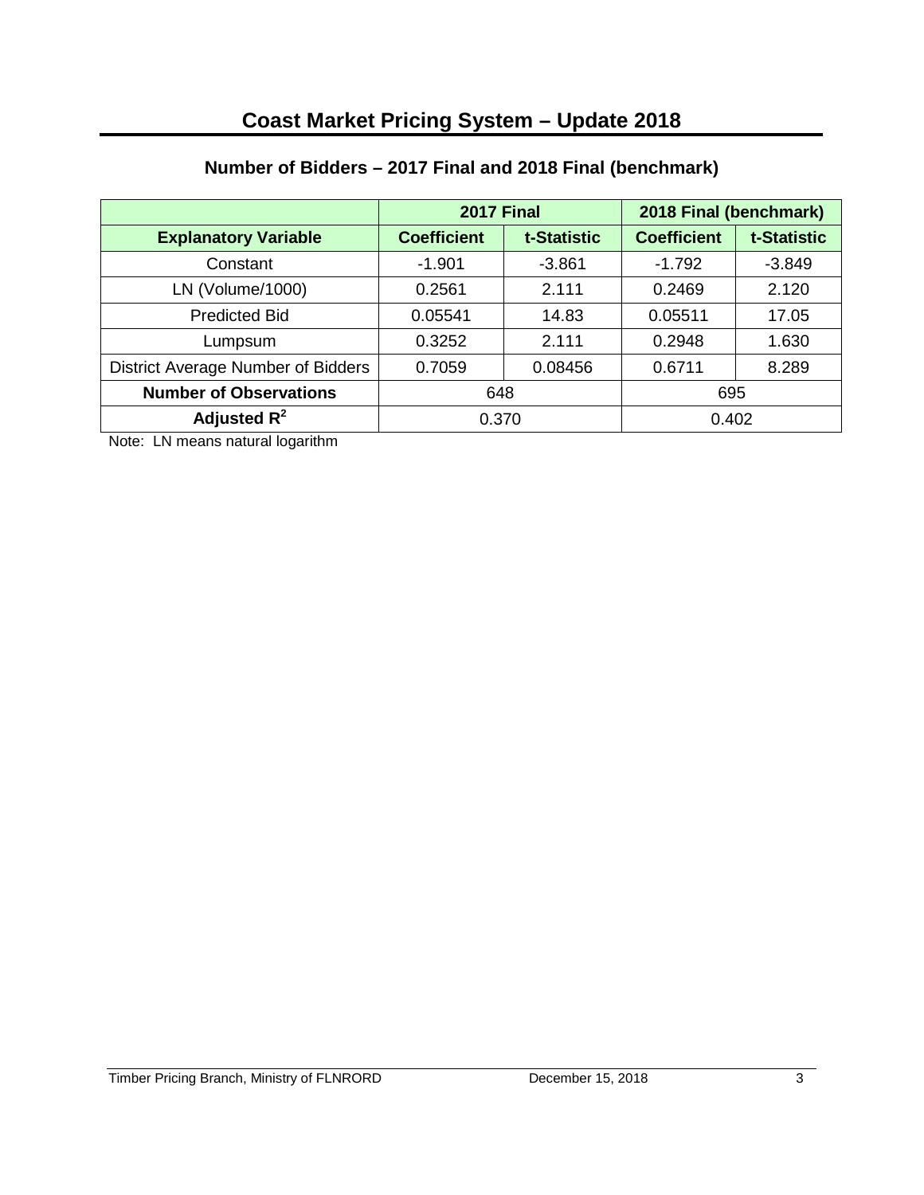# Coast Market Pricing System – Update 2018

## Number of Bidders – 2017 Final and 2018 Final (benchmark)

| | 2017 Final | | 2018 Final (benchmark) | |
|---|---|---|---|---|
| **Explanatory Variable** | **Coefficient** | **t-Statistic** | **Coefficient** | **t-Statistic** |
| Constant | -1.901 | -3.861 | -1.792 | -3.849 |
| LN (Volume/1000) | 0.2561 | 2.111 | 0.2469 | 2.120 |
| Predicted Bid | 0.05541 | 14.83 | 0.05511 | 17.05 |
| Lumpsum | 0.3252 | 2.111 | 0.2948 | 1.630 |
| District Average Number of Bidders | 0.7059 | 0.08456 | 0.6711 | 8.289 |
| **Number of Observations** | 648 | | 695 | |
| **Adjusted $R^2$** | 0.370 | | 0.402 | |

Note: LN means natural logarithm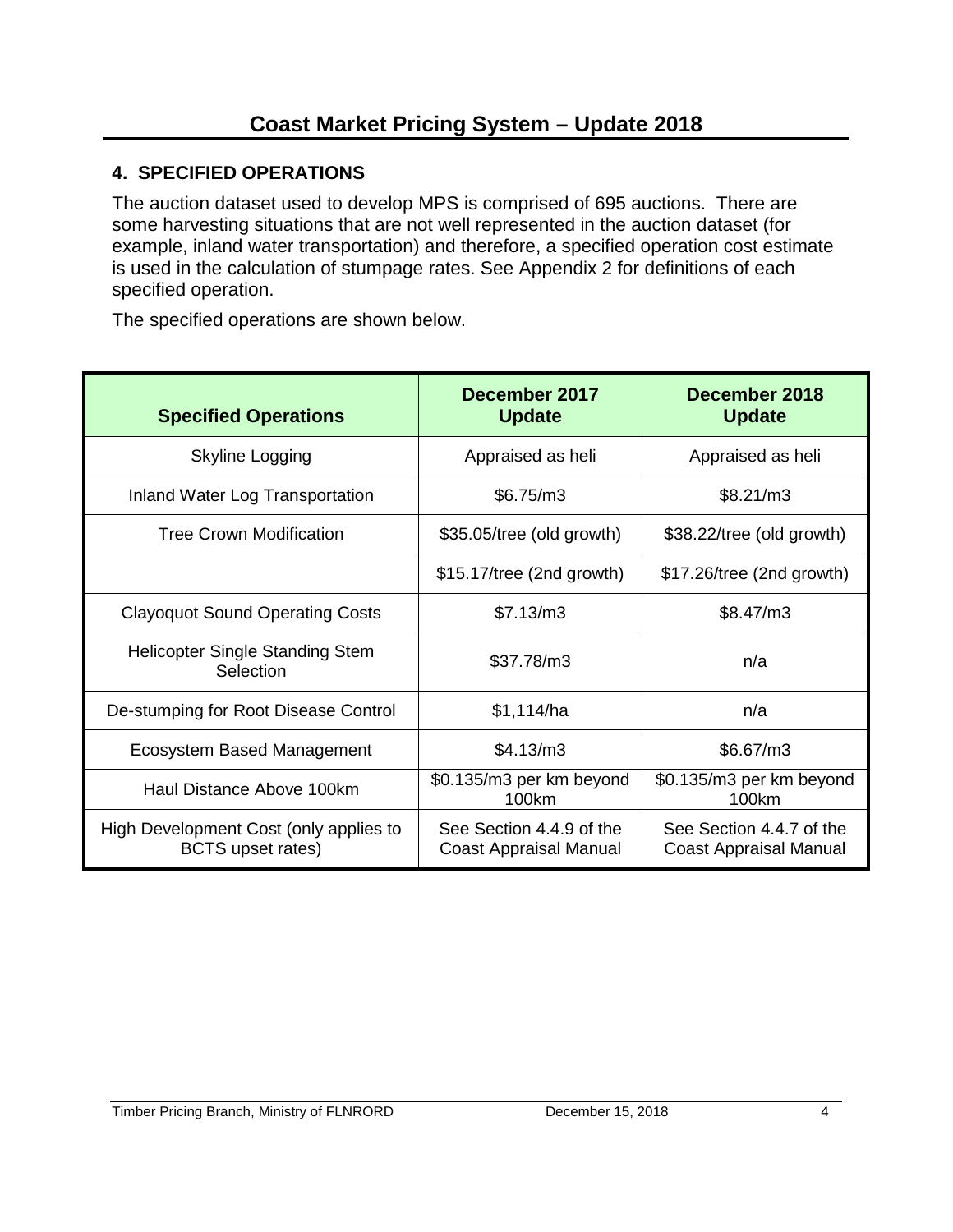## 4. SPECIFIED OPERATIONS

The auction dataset used to develop MPS is comprised of 695 auctions. There are some harvesting situations that are not well represented in the auction dataset (for example, inland water transportation) and therefore, a specified operation cost estimate is used in the calculation of stumpage rates. See Appendix 2 for definitions of each specified operation.

The specified operations are shown below.

| Specified Operations | December 2017 Update | December 2018 Update |
|---|---|---|
| Skyline Logging | Appraised as heli | Appraised as heli |
| Inland Water Log Transportation | $6.75/m3 | $8.21/m3 |
| Tree Crown Modification | $35.05/tree (old growth) | $38.22/tree (old growth) |
| | $15.17/tree (2nd growth) | $17.26/tree (2nd growth) |
| Clayoquot Sound Operating Costs | $7.13/m3 | $8.47/m3 |
| Helicopter Single Standing Stem Selection | $37.78/m3 | n/a |
| De-stumping for Root Disease Control | $1,114/ha | n/a |
| Ecosystem Based Management | $4.13/m3 | $6.67/m3 |
| Haul Distance Above 100km | $0.135/m3 per km beyond 100km | $0.135/m3 per km beyond 100km |
| High Development Cost (only applies to BCTS upset rates) | See Section 4.4.9 of the Coast Appraisal Manual | See Section 4.4.7 of the Coast Appraisal Manual |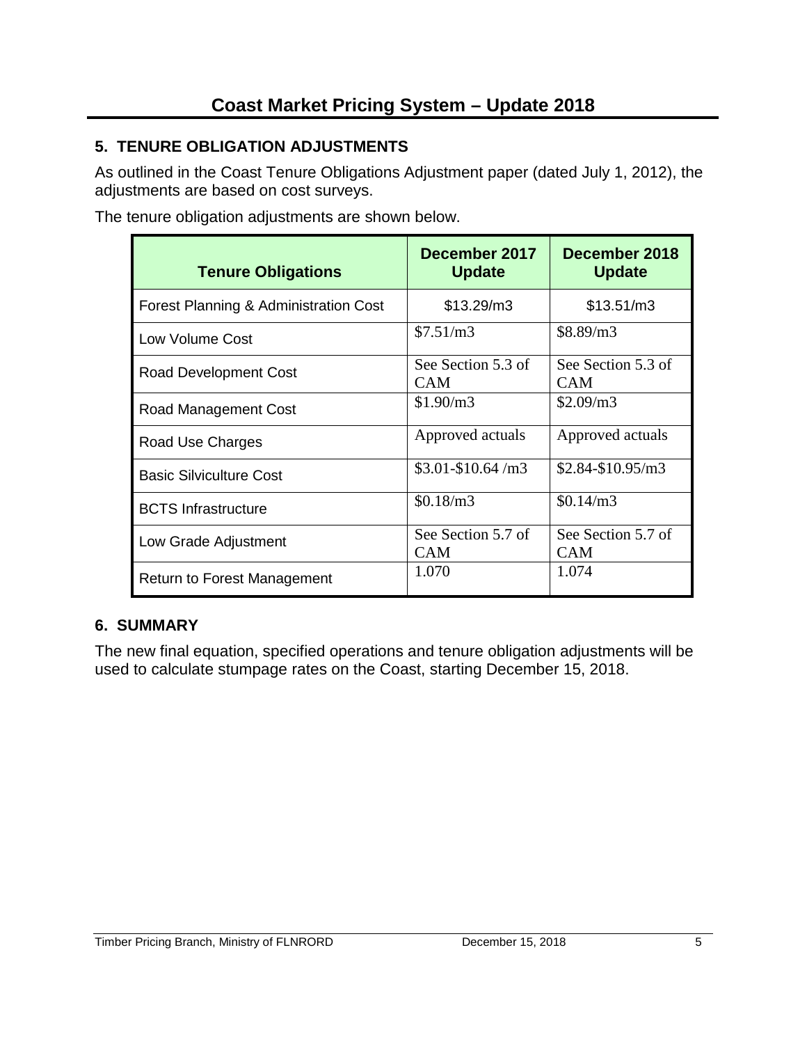## 5. TENURE OBLIGATION ADJUSTMENTS

As outlined in the Coast Tenure Obligations Adjustment paper (dated July 1, 2012), the adjustments are based on cost surveys.

The tenure obligation adjustments are shown below.

| Tenure Obligations | December 2017 Update | December 2018 Update |
| --- | --- | --- |
| Forest Planning & Administration Cost | $13.29/m3 | $13.51/m3 |
| Low Volume Cost | $7.51/m3 | $8.89/m3 |
| Road Development Cost | See Section 5.3 of CAM | See Section 5.3 of CAM |
| Road Management Cost | $1.90/m3 | $2.09/m3 |
| Road Use Charges | Approved actuals | Approved actuals |
| Basic Silviculture Cost | $3.01-$10.64 /m3 | $2.84-$10.95/m3 |
| BCTS Infrastructure | $0.18/m3 | $0.14/m3 |
| Low Grade Adjustment | See Section 5.7 of CAM | See Section 5.7 of CAM |
| Return to Forest Management | 1.070 | 1.074 |

## 6. SUMMARY

The new final equation, specified operations and tenure obligation adjustments will be used to calculate stumpage rates on the Coast, starting December 15, 2018.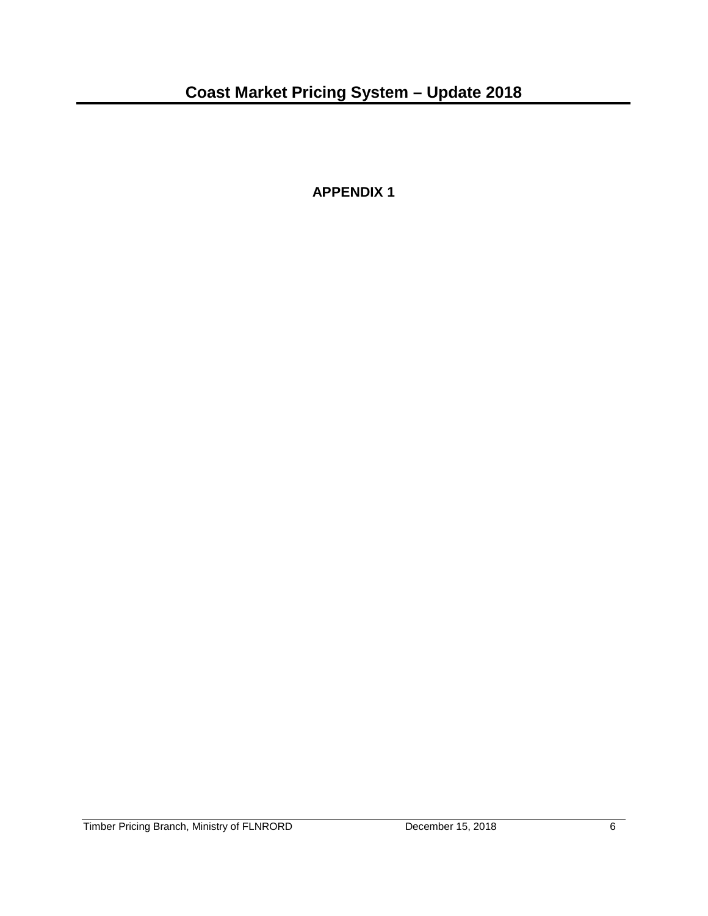**APPENDIX 1**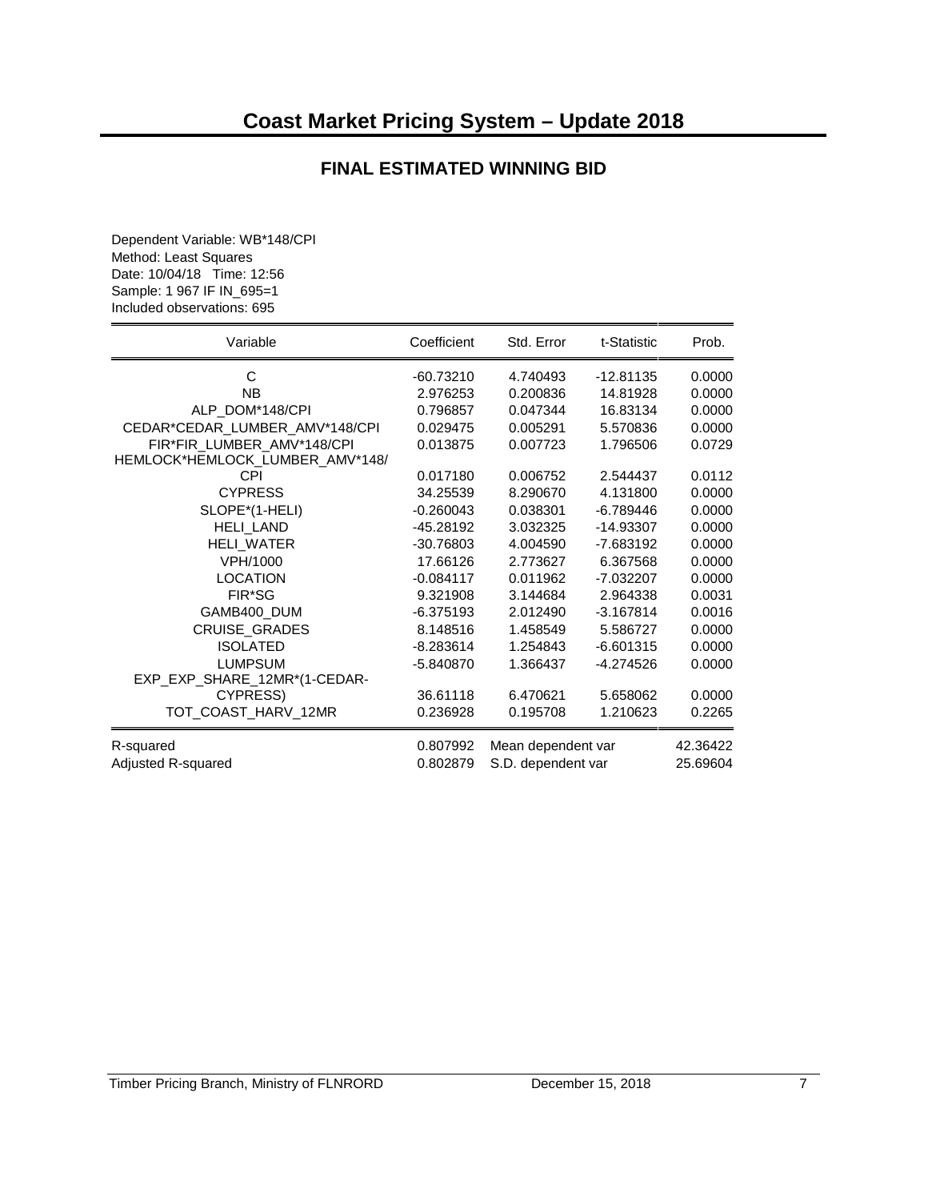# Coast Market Pricing System – Update 2018

## FINAL ESTIMATED WINNING BID

Dependent Variable: WB*148/CPI
Method: Least Squares
Date: 10/04/18 Time: 12:56
Sample: 1 967 IF IN_695=1
Included observations: 695

| Variable | Coefficient | Std. Error | t-Statistic | Prob. |
|---|---|---|---|---|
| C | -60.73210 | 4.740493 | -12.81135 | 0.0000 |
| NB | 2.976253 | 0.200836 | 14.81928 | 0.0000 |
| ALP_DOM*148/CPI | 0.796857 | 0.047344 | 16.83134 | 0.0000 |
| CEDAR*CEDAR_LUMBER_AMV*148/CPI | 0.029475 | 0.005291 | 5.570836 | 0.0000 |
| FIR*FIR_LUMBER_AMV*148/CPI | 0.013875 | 0.007723 | 1.796506 | 0.0729 |
| HEMLOCK*HEMLOCK_LUMBER_AMV*148/CPI | 0.017180 | 0.006752 | 2.544437 | 0.0112 |
| CYPRESS | 34.25539 | 8.290670 | 4.131800 | 0.0000 |
| SLOPE*(1-HELI) | -0.260043 | 0.038301 | -6.789446 | 0.0000 |
| HELI_LAND | -45.28192 | 3.032325 | -14.93307 | 0.0000 |
| HELI_WATER | -30.76803 | 4.004590 | -7.683192 | 0.0000 |
| VPH/1000 | 17.66126 | 2.773627 | 6.367568 | 0.0000 |
| LOCATION | -0.084117 | 0.011962 | -7.032207 | 0.0000 |
| FIR*SG | 9.321908 | 3.144684 | 2.964338 | 0.0031 |
| GAMB400_DUM | -6.375193 | 2.012490 | -3.167814 | 0.0016 |
| CRUISE_GRADES | 8.148516 | 1.458549 | 5.586727 | 0.0000 |
| ISOLATED | -8.283614 | 1.254843 | -6.601315 | 0.0000 |
| LUMPSUM | -5.840870 | 1.366437 | -4.274526 | 0.0000 |
| EXP_EXP_SHARE_12MR*(1-CEDAR-CYPRESS) | 36.61118 | 6.470621 | 5.658062 | 0.0000 |
| TOT_COAST_HARV_12MR | 0.236928 | 0.195708 | 1.210623 | 0.2265 |

| | | | |
|---|---|---|---|
| R-squared | 0.807992 | Mean dependent var | 42.36422 |
| Adjusted R-squared | 0.802879 | S.D. dependent var | 25.69604 |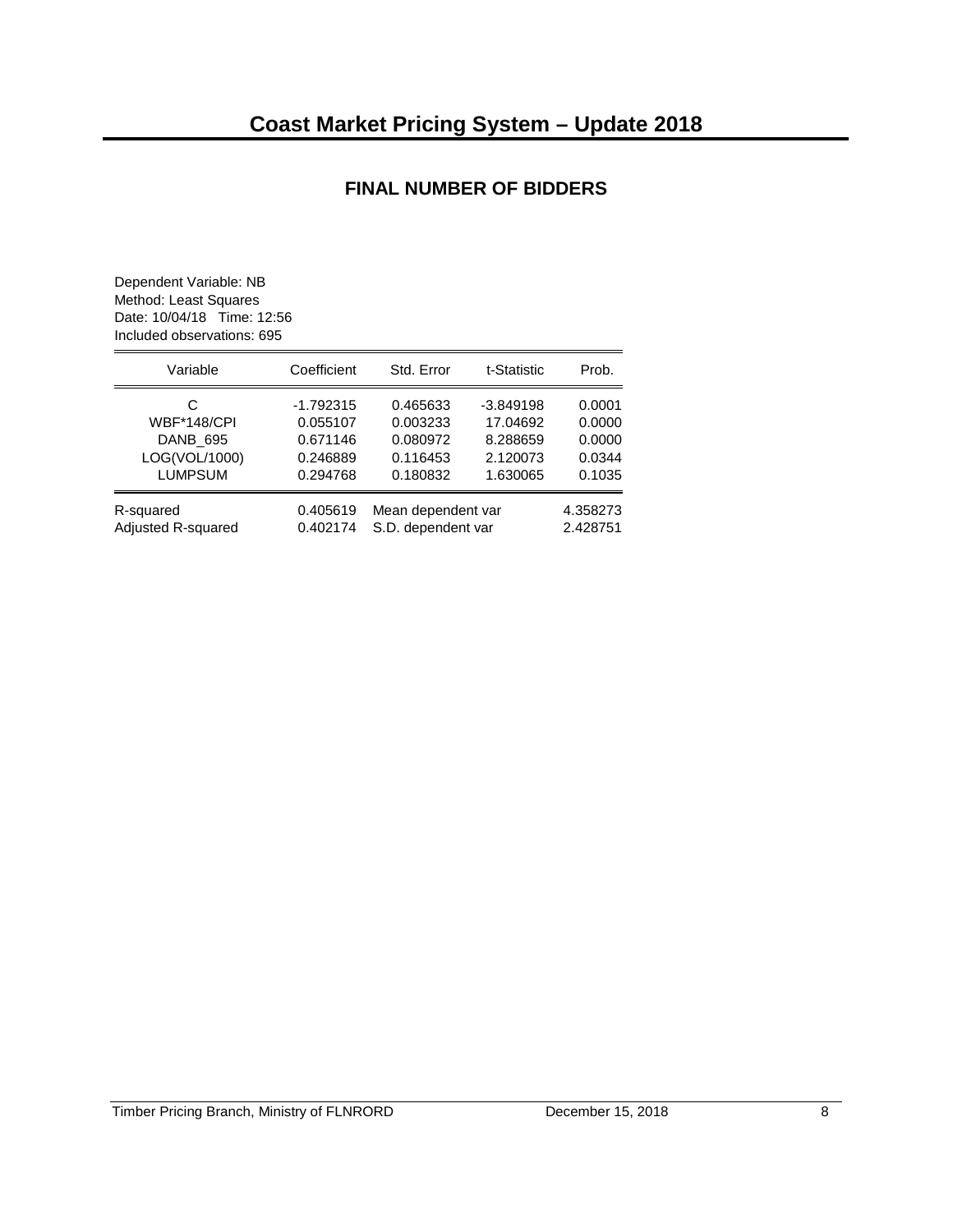# Coast Market Pricing System – Update 2018

## FINAL NUMBER OF BIDDERS

Dependent Variable: NB
Method: Least Squares
Date: 10/04/18 Time: 12:56
Included observations: 695

| Variable | Coefficient | Std. Error | t-Statistic | Prob. |
|---|---|---|---|---|
| C | -1.792315 | 0.465633 | -3.849198 | 0.0001 |
| WBF*148/CPI | 0.055107 | 0.003233 | 17.04692 | 0.0000 |
| DANB_695 | 0.671146 | 0.080972 | 8.288659 | 0.0000 |
| LOG(VOL/1000) | 0.246889 | 0.116453 | 2.120073 | 0.0344 |
| LUMPSUM | 0.294768 | 0.180832 | 1.630065 | 0.1035 |

| | | | |
|---|---|---|---|
| R-squared | 0.405619 | Mean dependent var | 4.358273 |
| Adjusted R-squared | 0.402174 | S.D. dependent var | 2.428751 |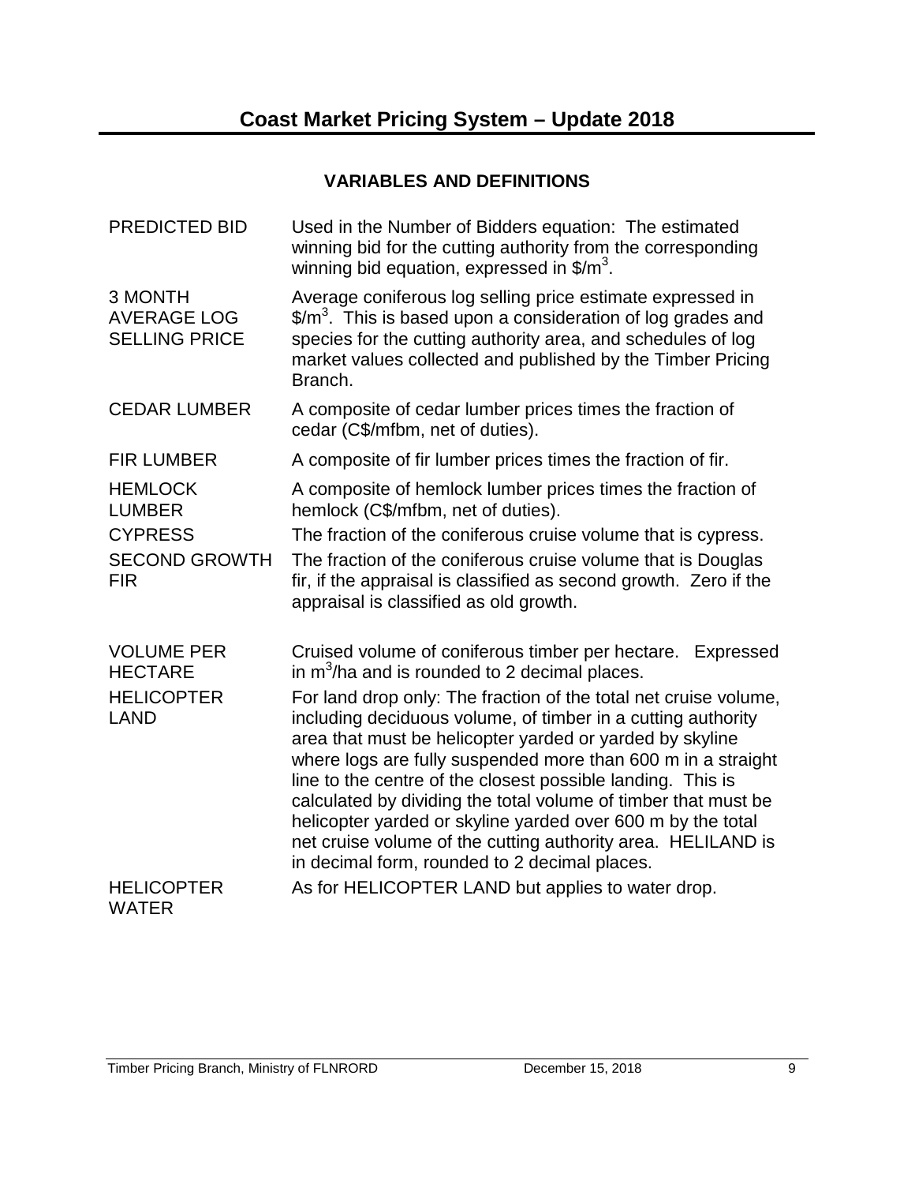## VARIABLES AND DEFINITIONS

| | |
|---|---|
| PREDICTED BID | Used in the Number of Bidders equation: The estimated winning bid for the cutting authority from the corresponding winning bid equation, expressed in $\$/m^3$. |
| 3 MONTH AVERAGE LOG SELLING PRICE | Average coniferous log selling price estimate expressed in $\$/m^3$. This is based upon a consideration of log grades and species for the cutting authority area, and schedules of log market values collected and published by the Timber Pricing Branch. |
| CEDAR LUMBER | A composite of cedar lumber prices times the fraction of cedar (C$/mfbm, net of duties). |
| FIR LUMBER | A composite of fir lumber prices times the fraction of fir. |
| HEMLOCK LUMBER | A composite of hemlock lumber prices times the fraction of hemlock (C$/mfbm, net of duties). |
| CYPRESS | The fraction of the coniferous cruise volume that is cypress. |
| SECOND GROWTH FIR | The fraction of the coniferous cruise volume that is Douglas fir, if the appraisal is classified as second growth. Zero if the appraisal is classified as old growth. |
| VOLUME PER HECTARE | Cruised volume of coniferous timber per hectare. Expressed in $m^3/ha$ and is rounded to 2 decimal places. |
| HELICOPTER LAND | For land drop only: The fraction of the total net cruise volume, including deciduous volume, of timber in a cutting authority area that must be helicopter yarded or yarded by skyline where logs are fully suspended more than 600 m in a straight line to the centre of the closest possible landing. This is calculated by dividing the total volume of timber that must be helicopter yarded or skyline yarded over 600 m by the total net cruise volume of the cutting authority area. HELILAND is in decimal form, rounded to 2 decimal places. |
| HELICOPTER WATER | As for HELICOPTER LAND but applies to water drop. |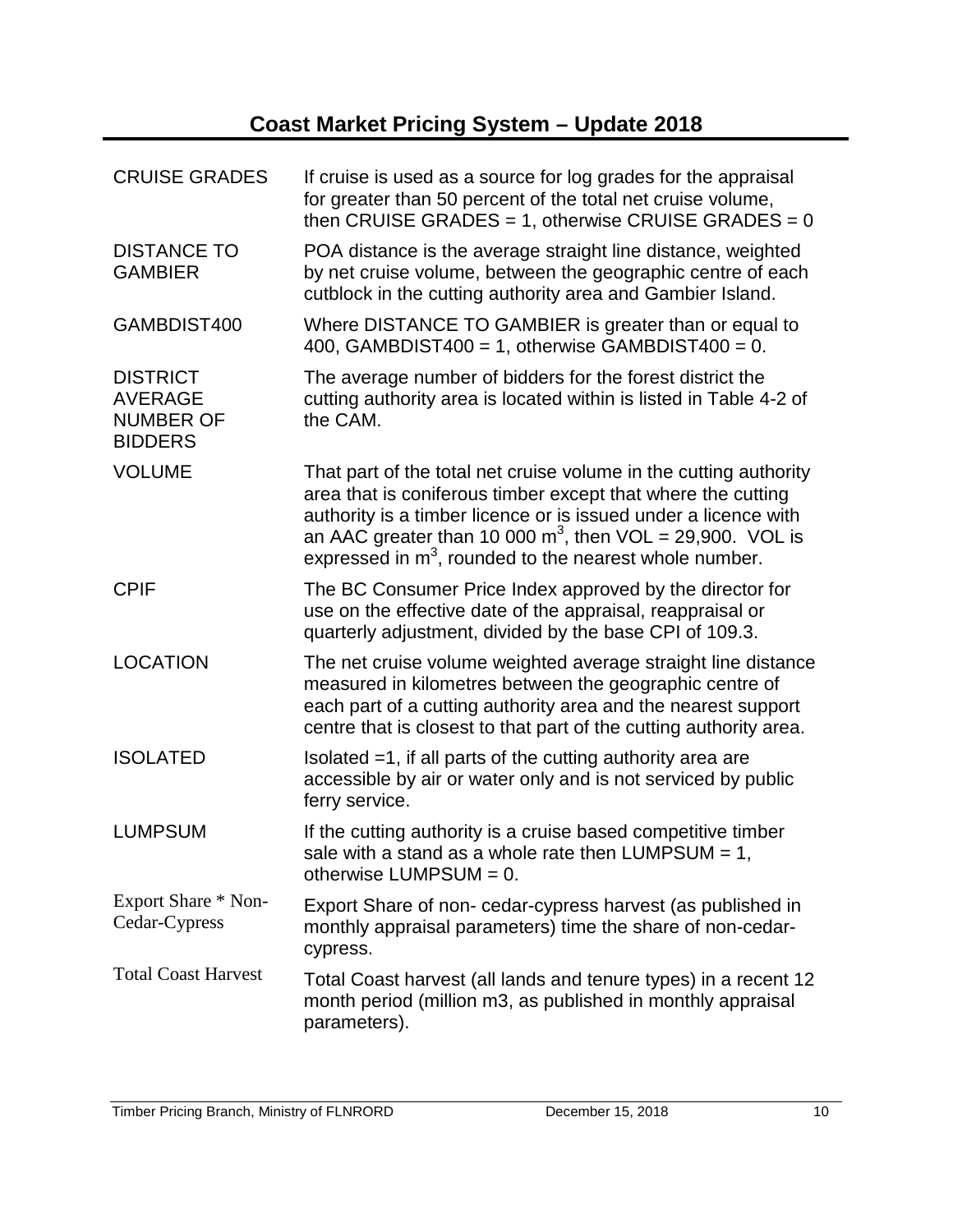| | |
|---|---|
| CRUISE GRADES | If cruise is used as a source for log grades for the appraisal for greater than 50 percent of the total net cruise volume, then CRUISE GRADES = 1, otherwise CRUISE GRADES = 0 |
| DISTANCE TO GAMBIER | POA distance is the average straight line distance, weighted by net cruise volume, between the geographic centre of each cutblock in the cutting authority area and Gambier Island. |
| GAMBDIST400 | Where DISTANCE TO GAMBIER is greater than or equal to 400, GAMBDIST400 = 1, otherwise GAMBDIST400 = 0. |
| DISTRICT AVERAGE NUMBER OF BIDDERS | The average number of bidders for the forest district the cutting authority area is located within is listed in Table 4-2 of the CAM. |
| VOLUME | That part of the total net cruise volume in the cutting authority area that is coniferous timber except that where the cutting authority is a timber licence or is issued under a licence with an AAC greater than 10 000 $m^3$, then VOL = 29,900. VOL is expressed in $m^3$, rounded to the nearest whole number. |
| CPIF | The BC Consumer Price Index approved by the director for use on the effective date of the appraisal, reappraisal or quarterly adjustment, divided by the base CPI of 109.3. |
| LOCATION | The net cruise volume weighted average straight line distance measured in kilometres between the geographic centre of each part of a cutting authority area and the nearest support centre that is closest to that part of the cutting authority area. |
| ISOLATED | Isolated =1, if all parts of the cutting authority area are accessible by air or water only and is not serviced by public ferry service. |
| LUMPSUM | If the cutting authority is a cruise based competitive timber sale with a stand as a whole rate then LUMPSUM = 1, otherwise LUMPSUM = 0. |
| Export Share * Non-Cedar-Cypress | Export Share of non- cedar-cypress harvest (as published in monthly appraisal parameters) time the share of non-cedar-cypress. |
| Total Coast Harvest | Total Coast harvest (all lands and tenure types) in a recent 12 month period (million m3, as published in monthly appraisal parameters). |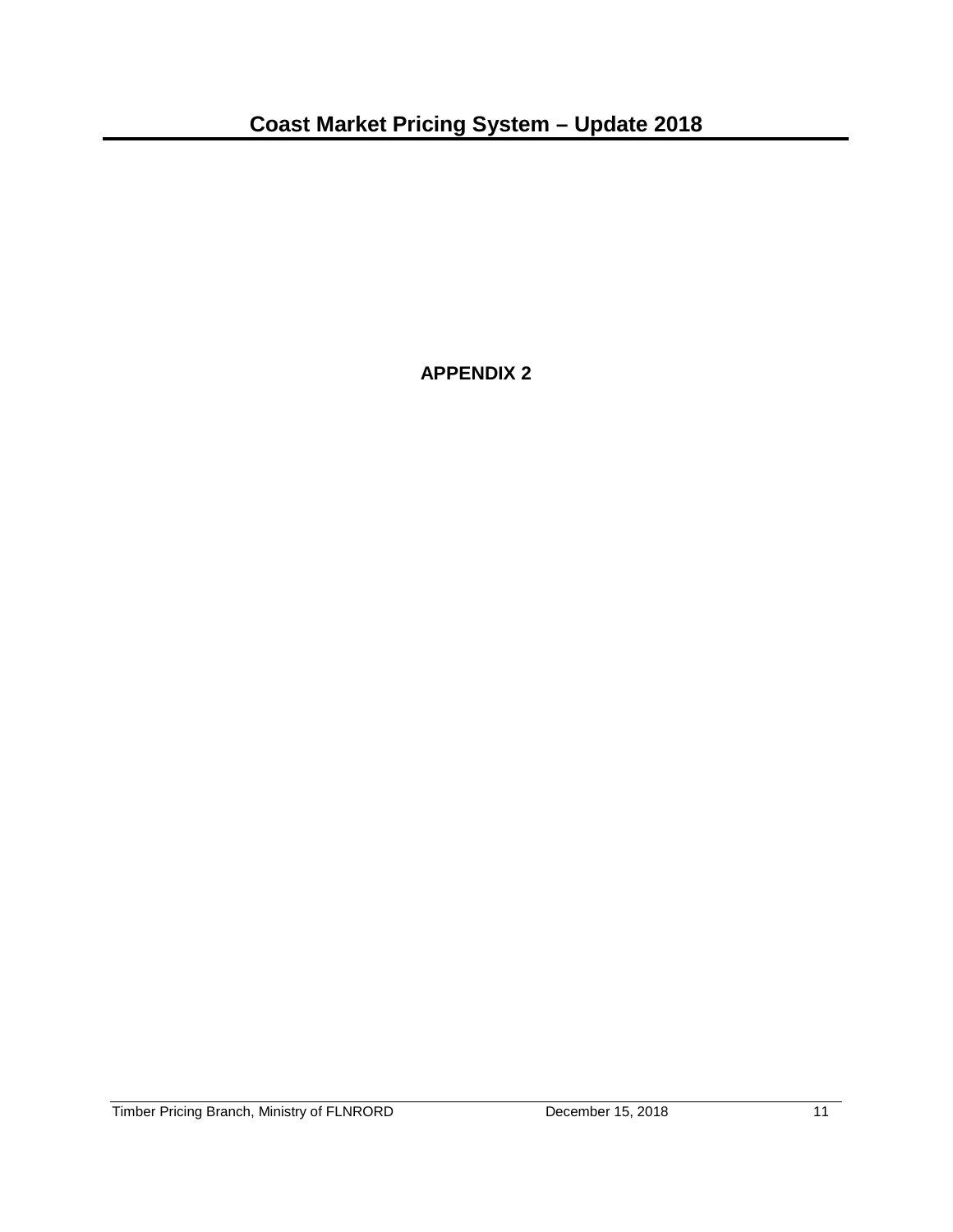# APPENDIX 2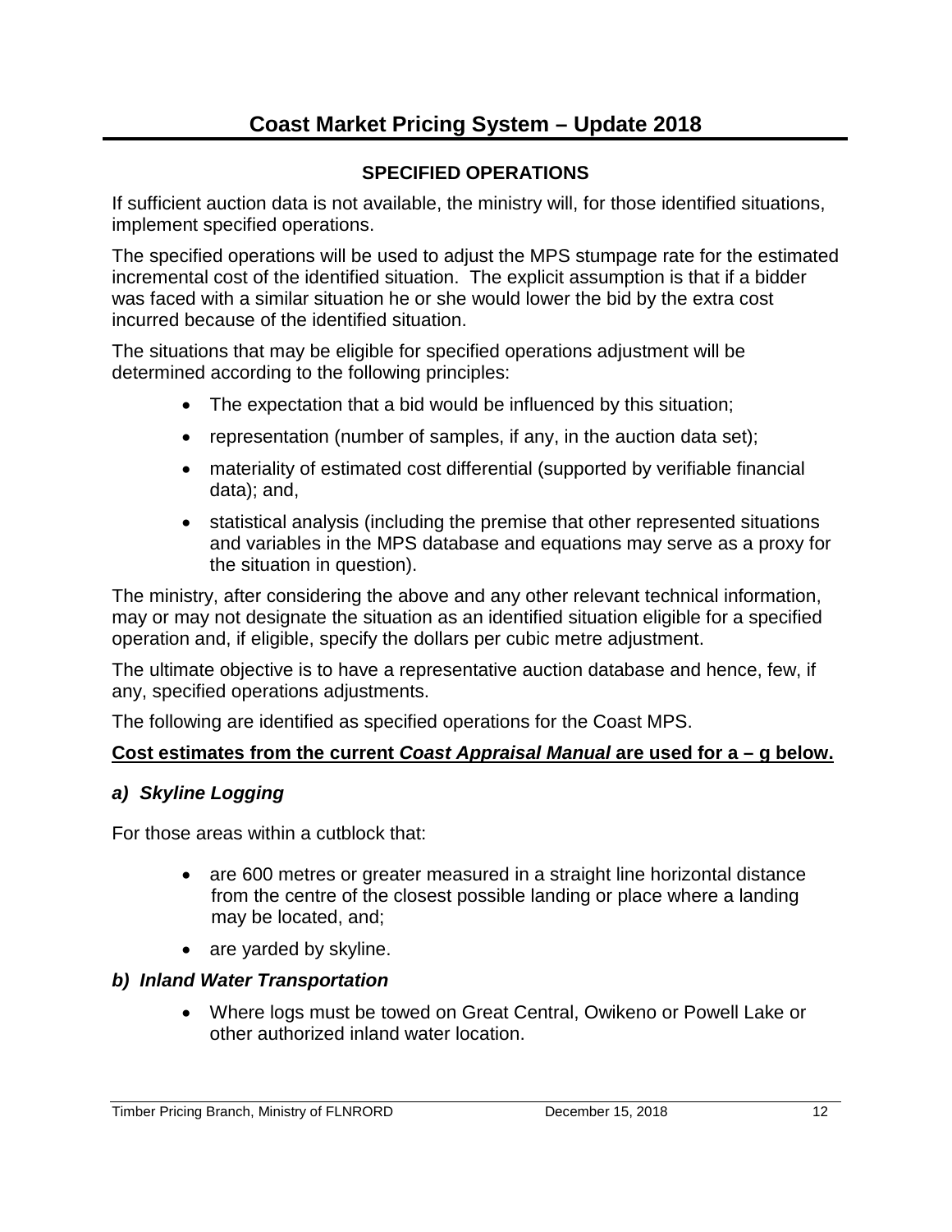## SPECIFIED OPERATIONS

If sufficient auction data is not available, the ministry will, for those identified situations, implement specified operations.

The specified operations will be used to adjust the MPS stumpage rate for the estimated incremental cost of the identified situation. The explicit assumption is that if a bidder was faced with a similar situation he or she would lower the bid by the extra cost incurred because of the identified situation.

The situations that may be eligible for specified operations adjustment will be determined according to the following principles:

- The expectation that a bid would be influenced by this situation;
- representation (number of samples, if any, in the auction data set);
- materiality of estimated cost differential (supported by verifiable financial data); and,
- statistical analysis (including the premise that other represented situations and variables in the MPS database and equations may serve as a proxy for the situation in question).

The ministry, after considering the above and any other relevant technical information, may or may not designate the situation as an identified situation eligible for a specified operation and, if eligible, specify the dollars per cubic metre adjustment.

The ultimate objective is to have a representative auction database and hence, few, if any, specified operations adjustments.

The following are identified as specified operations for the Coast MPS.

**Cost estimates from the current *Coast Appraisal Manual* are used for a – g below.**

### *a) Skyline Logging*

For those areas within a cutblock that:

- are 600 metres or greater measured in a straight line horizontal distance from the centre of the closest possible landing or place where a landing may be located, and;
- are yarded by skyline.

### *b) Inland Water Transportation*

- Where logs must be towed on Great Central, Owikeno or Powell Lake or other authorized inland water location.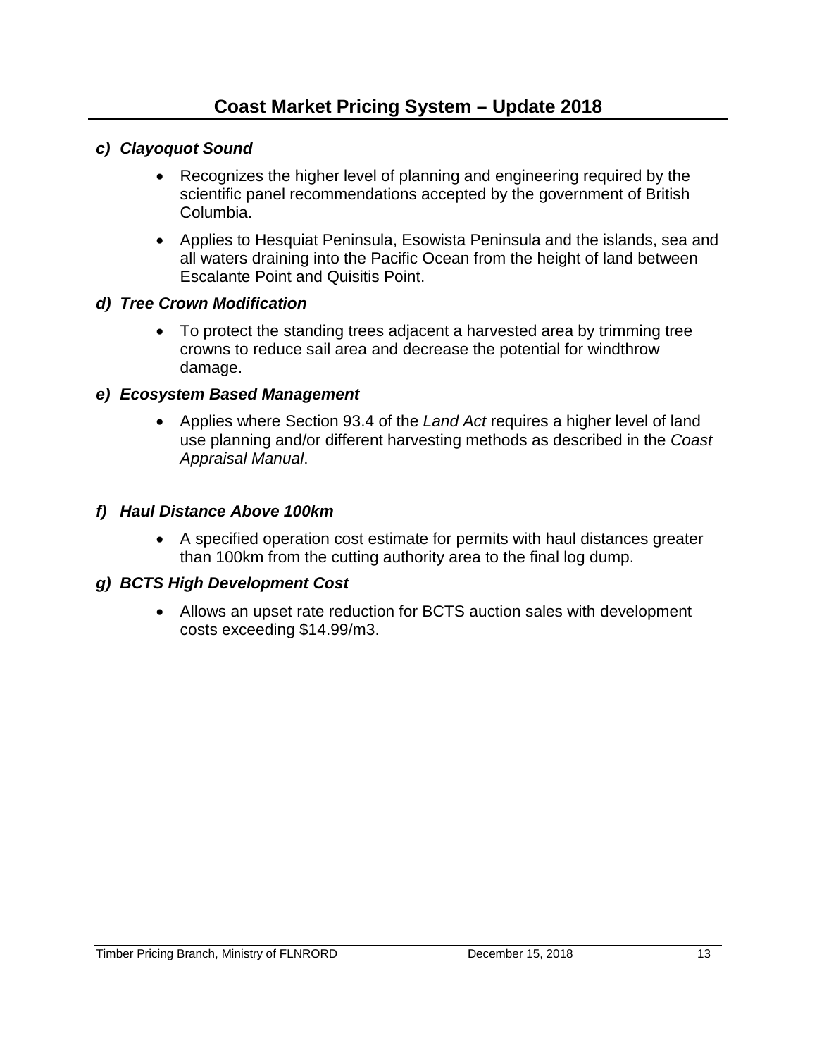### *c) Clayoquot Sound*

- Recognizes the higher level of planning and engineering required by the scientific panel recommendations accepted by the government of British Columbia.
- Applies to Hesquiat Peninsula, Esowista Peninsula and the islands, sea and all waters draining into the Pacific Ocean from the height of land between Escalante Point and Quisitis Point.

### *d) Tree Crown Modification*

- To protect the standing trees adjacent a harvested area by trimming tree crowns to reduce sail area and decrease the potential for windthrow damage.

### *e) Ecosystem Based Management*

- Applies where Section 93.4 of the *Land Act* requires a higher level of land use planning and/or different harvesting methods as described in the *Coast Appraisal Manual*.

### *f) Haul Distance Above 100km*

- A specified operation cost estimate for permits with haul distances greater than 100km from the cutting authority area to the final log dump.

### *g) BCTS High Development Cost*

- Allows an upset rate reduction for BCTS auction sales with development costs exceeding $14.99/m3.